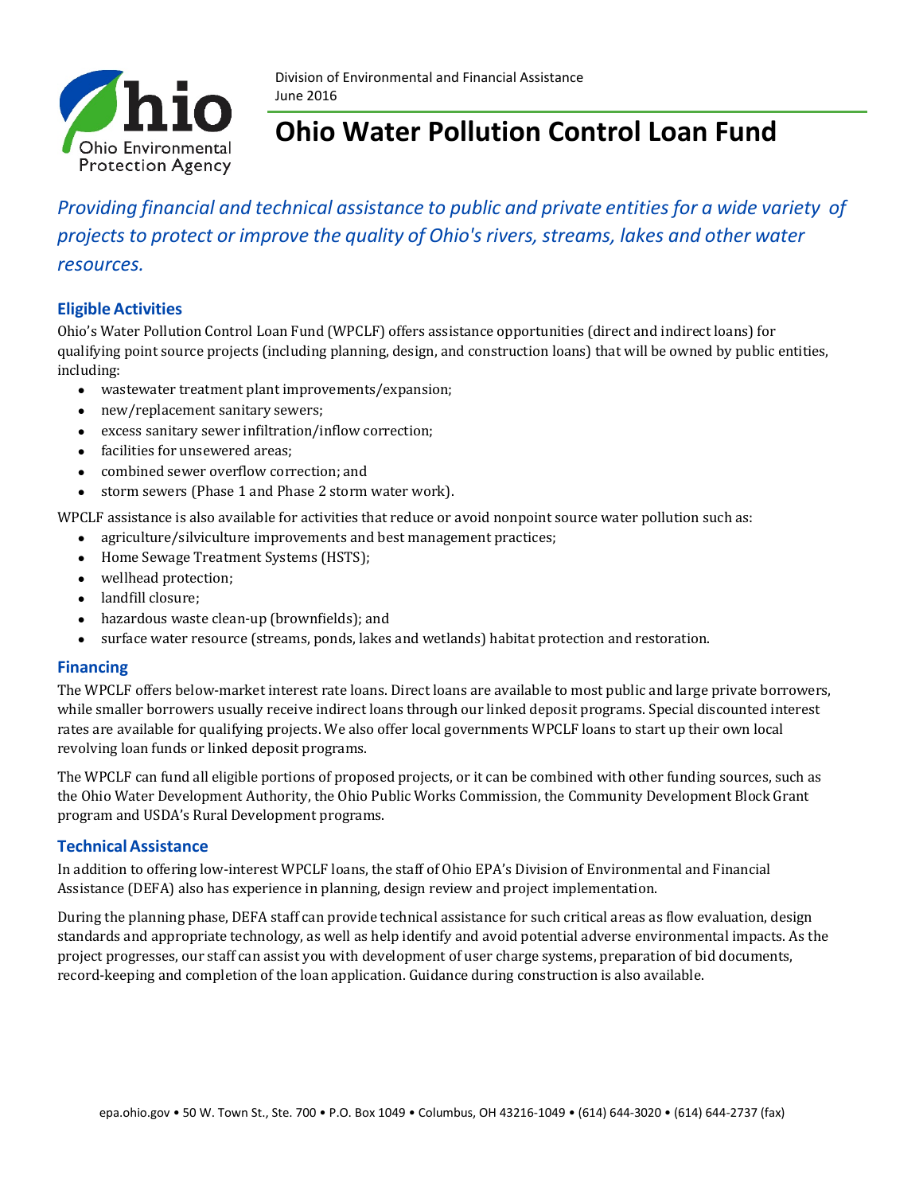Ohio Environmental Protection Agency

Division of Environmental and Financial Assistance
June 2016

# Ohio Water Pollution Control Loan Fund

*Providing financial and technical assistance to public and private entities for a wide variety of projects to protect or improve the quality of Ohio's rivers, streams, lakes and other water resources.*

## Eligible Activities

Ohio's Water Pollution Control Loan Fund (WPCLF) offers assistance opportunities (direct and indirect loans) for qualifying point source projects (including planning, design, and construction loans) that will be owned by public entities, including:

- wastewater treatment plant improvements/expansion;
- new/replacement sanitary sewers;
- excess sanitary sewer infiltration/inflow correction;
- facilities for unsewered areas;
- combined sewer overflow correction; and
- storm sewers (Phase 1 and Phase 2 storm water work).

WPCLF assistance is also available for activities that reduce or avoid nonpoint source water pollution such as:

- agriculture/silviculture improvements and best management practices;
- Home Sewage Treatment Systems (HSTS);
- wellhead protection;
- landfill closure;
- hazardous waste clean-up (brownfields); and
- surface water resource (streams, ponds, lakes and wetlands) habitat protection and restoration.

## Financing

The WPCLF offers below-market interest rate loans. Direct loans are available to most public and large private borrowers, while smaller borrowers usually receive indirect loans through our linked deposit programs. Special discounted interest rates are available for qualifying projects. We also offer local governments WPCLF loans to start up their own local revolving loan funds or linked deposit programs.

The WPCLF can fund all eligible portions of proposed projects, or it can be combined with other funding sources, such as the Ohio Water Development Authority, the Ohio Public Works Commission, the Community Development Block Grant program and USDA's Rural Development programs.

## Technical Assistance

In addition to offering low-interest WPCLF loans, the staff of Ohio EPA's Division of Environmental and Financial Assistance (DEFA) also has experience in planning, design review and project implementation.

During the planning phase, DEFA staff can provide technical assistance for such critical areas as flow evaluation, design standards and appropriate technology, as well as help identify and avoid potential adverse environmental impacts. As the project progresses, our staff can assist you with development of user charge systems, preparation of bid documents, record-keeping and completion of the loan application. Guidance during construction is also available.

epa.ohio.gov • 50 W. Town St., Ste. 700 • P.O. Box 1049 • Columbus, OH 43216-1049 • (614) 644-3020 • (614) 644-2737 (fax)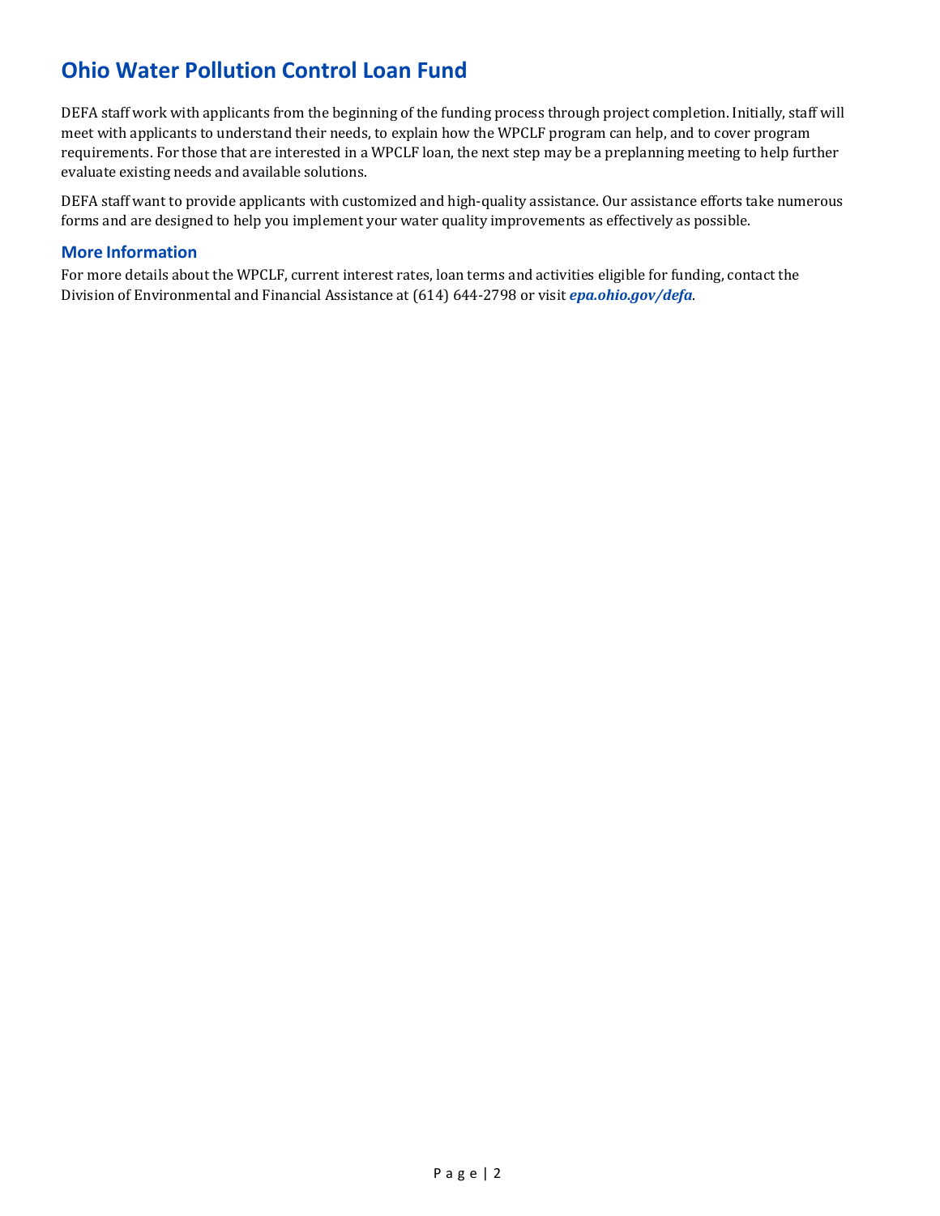# Ohio Water Pollution Control Loan Fund

DEFA staff work with applicants from the beginning of the funding process through project completion. Initially, staff will meet with applicants to understand their needs, to explain how the WPCLF program can help, and to cover program requirements. For those that are interested in a WPCLF loan, the next step may be a preplanning meeting to help further evaluate existing needs and available solutions.

DEFA staff want to provide applicants with customized and high-quality assistance. Our assistance efforts take numerous forms and are designed to help you implement your water quality improvements as effectively as possible.

## More Information

For more details about the WPCLF, current interest rates, loan terms and activities eligible for funding, contact the Division of Environmental and Financial Assistance at (614) 644-2798 or visit ***epa.ohio.gov/defa***.